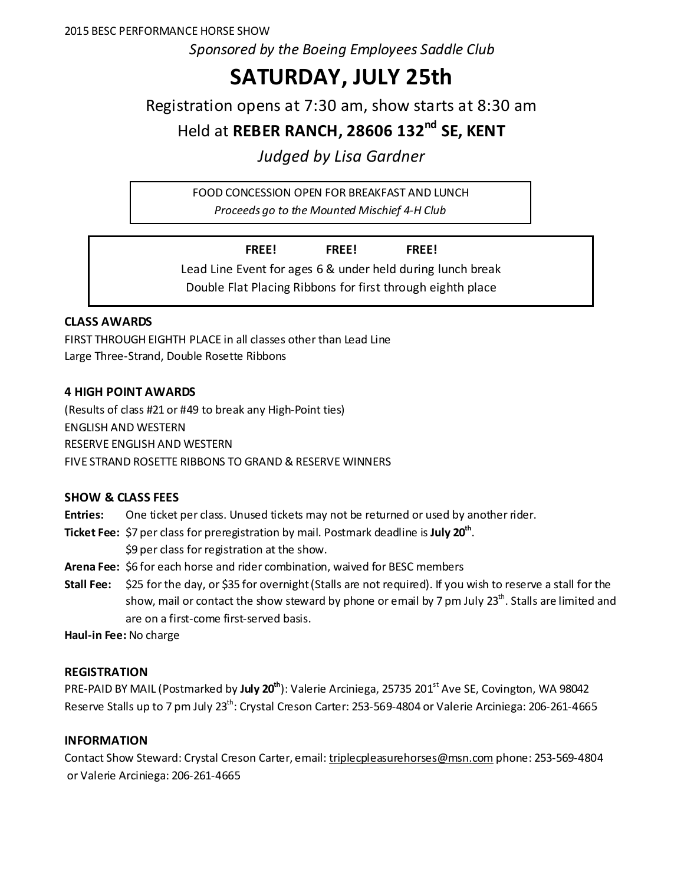2015 BESC PERFORMANCE HORSE SHOW

*Sponsored by the Boeing Employees Saddle Club*

# SATURDAY, JULY 25th

Registration opens at 7:30 am, show starts at 8:30 am

Held at **REBER RANCH, 28606 132nd SE, KENT**

*Judged by Lisa Gardner*

FOOD CONCESSION OPEN FOR BREAKFAST AND LUNCH
*Proceeds go to the Mounted Mischief 4-H Club*

**FREE! FREE! FREE!**
Lead Line Event for ages 6 & under held during lunch break
Double Flat Placing Ribbons for first through eighth place

### CLASS AWARDS

FIRST THROUGH EIGHTH PLACE in all classes other than Lead Line
Large Three-Strand, Double Rosette Ribbons

### 4 HIGH POINT AWARDS

(Results of class #21 or #49 to break any High-Point ties)
ENGLISH AND WESTERN
RESERVE ENGLISH AND WESTERN
FIVE STRAND ROSETTE RIBBONS TO GRAND & RESERVE WINNERS

### SHOW & CLASS FEES

**Entries:** One ticket per class. Unused tickets may not be returned or used by another rider.

**Ticket Fee:** $7 per class for preregistration by mail. Postmark deadline is **July 20th**.
$9 per class for registration at the show.

**Arena Fee:** $6 for each horse and rider combination, waived for BESC members

**Stall Fee:** $25 for the day, or $35 for overnight (Stalls are not required). If you wish to reserve a stall for the show, mail or contact the show steward by phone or email by 7 pm July 23rd. Stalls are limited and are on a first-come first-served basis.

**Haul-in Fee:** No charge

### REGISTRATION

PRE-PAID BY MAIL (Postmarked by **July 20th**): Valerie Arciniega, 25735 201st Ave SE, Covington, WA 98042
Reserve Stalls up to 7 pm July 23rd: Crystal Creson Carter: 253-569-4804 or Valerie Arciniega: 206-261-4665

### INFORMATION

Contact Show Steward: Crystal Creson Carter, email: triplecpleasurehorses@msn.com phone: 253-569-4804
or Valerie Arciniega: 206-261-4665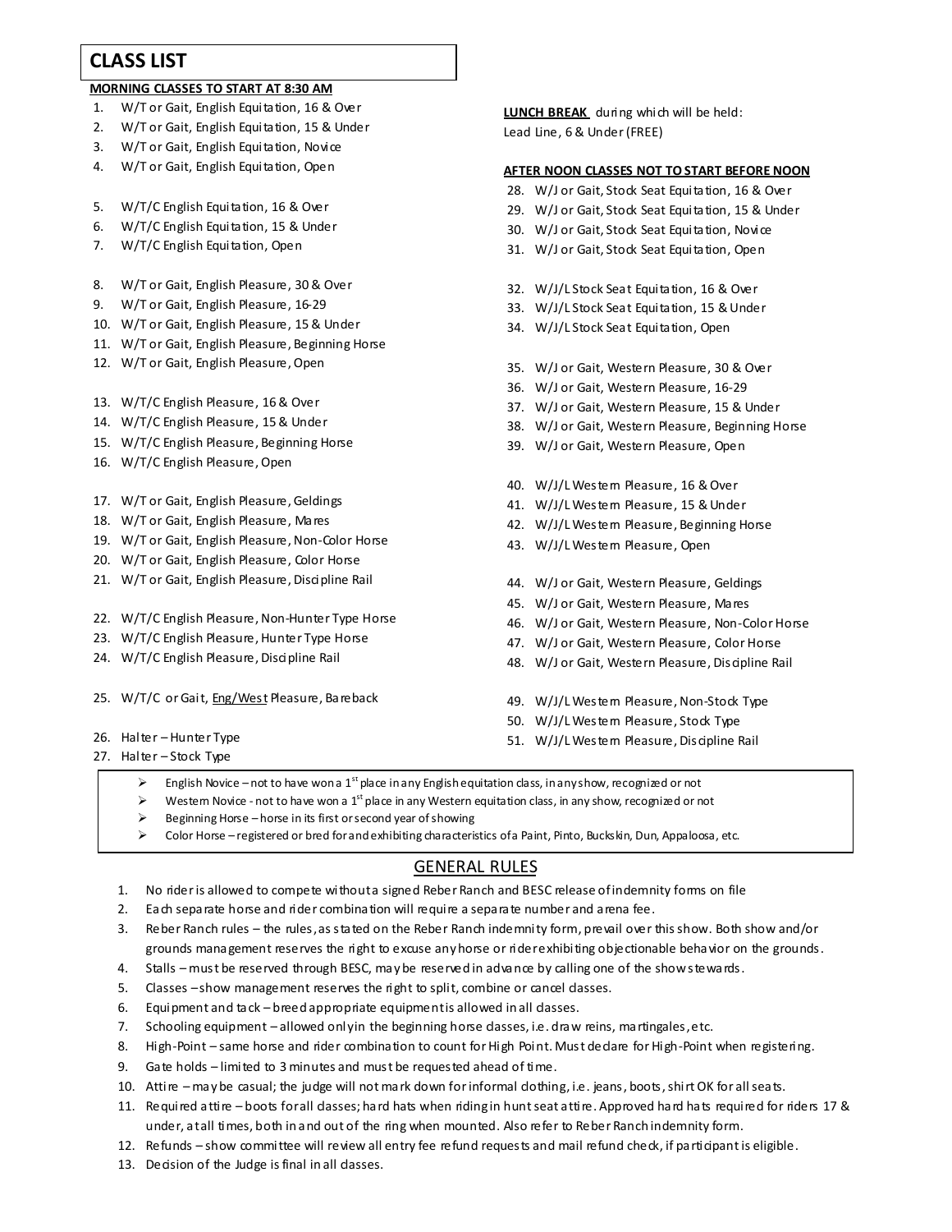## CLASS LIST

**MORNING CLASSES TO START AT 8:30 AM**

1. W/T or Gait, English Equitation, 16 & Over
2. W/T or Gait, English Equitation, 15 & Under
3. W/T or Gait, English Equitation, Novice
4. W/T or Gait, English Equitation, Open

5. W/T/C English Equitation, 16 & Over
6. W/T/C English Equitation, 15 & Under
7. W/T/C English Equitation, Open

8. W/T or Gait, English Pleasure, 30 & Over
9. W/T or Gait, English Pleasure, 16-29
10. W/T or Gait, English Pleasure, 15 & Under
11. W/T or Gait, English Pleasure, Beginning Horse
12. W/T or Gait, English Pleasure, Open

13. W/T/C English Pleasure, 16 & Over
14. W/T/C English Pleasure, 15 & Under
15. W/T/C English Pleasure, Beginning Horse
16. W/T/C English Pleasure, Open

17. W/T or Gait, English Pleasure, Geldings
18. W/T or Gait, English Pleasure, Mares
19. W/T or Gait, English Pleasure, Non-Color Horse
20. W/T or Gait, English Pleasure, Color Horse
21. W/T or Gait, English Pleasure, Discipline Rail

22. W/T/C English Pleasure, Non-Hunter Type Horse
23. W/T/C English Pleasure, Hunter Type Horse
24. W/T/C English Pleasure, Discipline Rail

25. W/T/C or Gait, Eng/West Pleasure, Bareback

26. Halter – Hunter Type
27. Halter – Stock Type

**LUNCH BREAK** during which will be held:
Lead Line, 6 & Under (FREE)

**AFTER NOON CLASSES NOT TO START BEFORE NOON**

28. W/J or Gait, Stock Seat Equitation, 16 & Over
29. W/J or Gait, Stock Seat Equitation, 15 & Under
30. W/J or Gait, Stock Seat Equitation, Novice
31. W/J or Gait, Stock Seat Equitation, Open

32. W/J/L Stock Seat Equitation, 16 & Over
33. W/J/L Stock Seat Equitation, 15 & Under
34. W/J/L Stock Seat Equitation, Open

35. W/J or Gait, Western Pleasure, 30 & Over
36. W/J or Gait, Western Pleasure, 16-29
37. W/J or Gait, Western Pleasure, 15 & Under
38. W/J or Gait, Western Pleasure, Beginning Horse
39. W/J or Gait, Western Pleasure, Open

40. W/J/L Western Pleasure, 16 & Over
41. W/J/L Western Pleasure, 15 & Under
42. W/J/L Western Pleasure, Beginning Horse
43. W/J/L Western Pleasure, Open

44. W/J or Gait, Western Pleasure, Geldings
45. W/J or Gait, Western Pleasure, Mares
46. W/J or Gait, Western Pleasure, Non-Color Horse
47. W/J or Gait, Western Pleasure, Color Horse
48. W/J or Gait, Western Pleasure, Discipline Rail

49. W/J/L Western Pleasure, Non-Stock Type
50. W/J/L Western Pleasure, Stock Type
51. W/J/L Western Pleasure, Discipline Rail

- English Novice – not to have won a 1st place in any English equitation class, in any show, recognized or not
- Western Novice - not to have won a 1st place in any Western equitation class, in any show, recognized or not
- Beginning Horse – horse in its first or second year of showing
- Color Horse – registered or bred for and exhibiting characteristics of a Paint, Pinto, Buckskin, Dun, Appaloosa, etc.

## GENERAL RULES

1. No rider is allowed to compete without a signed Reber Ranch and BESC release of indemnity forms on file
2. Each separate horse and rider combination will require a separate number and arena fee.
3. Reber Ranch rules – the rules, as stated on the Reber Ranch indemnity form, prevail over this show. Both show and/or grounds management reserves the right to excuse any horse or rider exhibiting objectionable behavior on the grounds.
4. Stalls – must be reserved through BESC, may be reserved in advance by calling one of the show stewards.
5. Classes – show management reserves the right to split, combine or cancel classes.
6. Equipment and tack – breed appropriate equipment is allowed in all classes.
7. Schooling equipment – allowed only in the beginning horse classes, i.e. draw reins, martingales, etc.
8. High-Point – same horse and rider combination to count for High Point. Must declare for High-Point when registering.
9. Gate holds – limited to 3 minutes and must be requested ahead of time.
10. Attire – may be casual; the judge will not mark down for informal clothing, i.e. jeans, boots, shirt OK for all seats.
11. Required attire – boots for all classes; hard hats when riding in hunt seat attire. Approved hard hats required for riders 17 & under, at all times, both in and out of the ring when mounted. Also refer to Reber Ranch indemnity form.
12. Refunds – show committee will review all entry fee refund requests and mail refund check, if participant is eligible.
13. Decision of the Judge is final in all classes.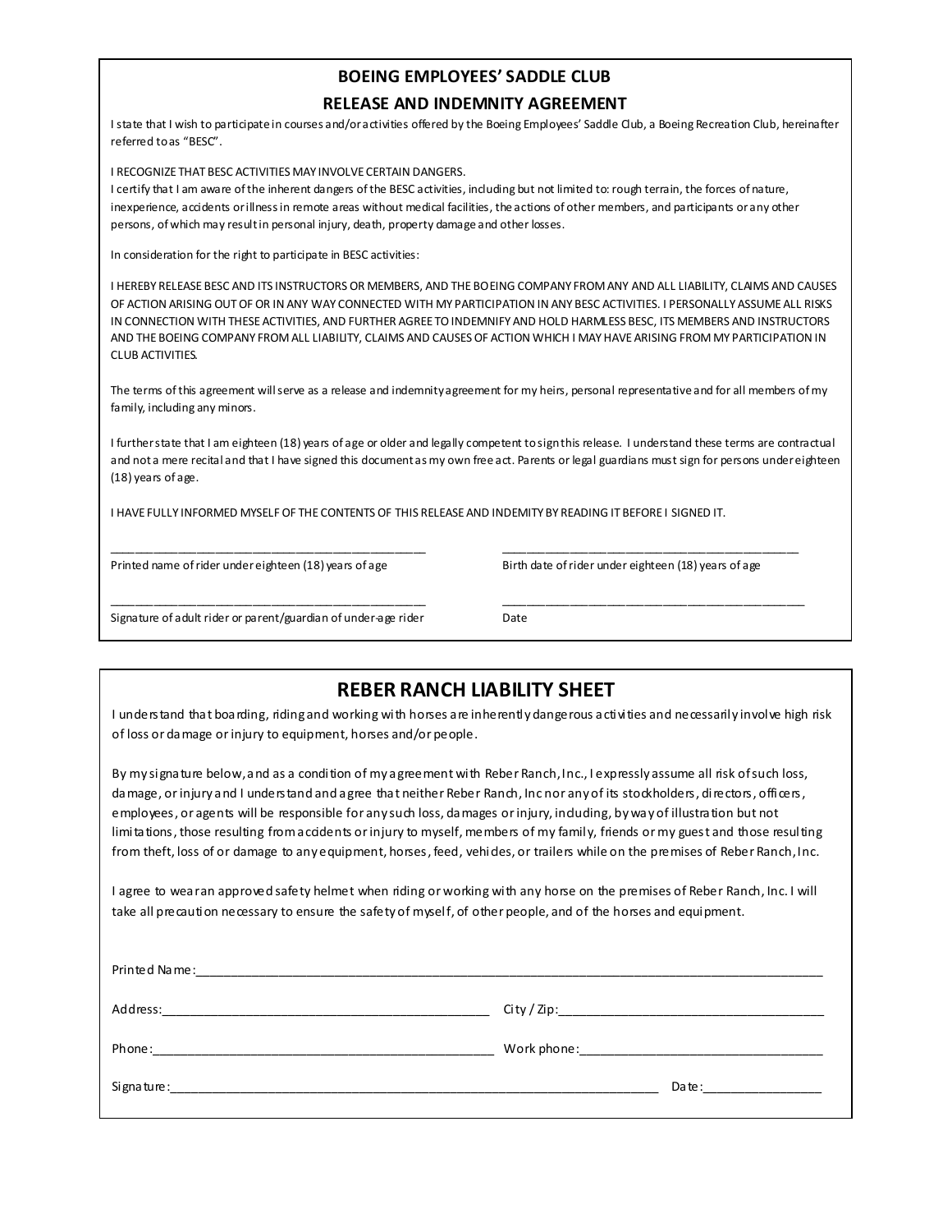## BOEING EMPLOYEES' SADDLE CLUB

### RELEASE AND INDEMNITY AGREEMENT

I state that I wish to participate in courses and/or activities offered by the Boeing Employees' Saddle Club, a Boeing Recreation Club, hereinafter referred to as "BESC".

I RECOGNIZE THAT BESC ACTIVITIES MAY INVOLVE CERTAIN DANGERS.
I certify that I am aware of the inherent dangers of the BESC activities, including but not limited to: rough terrain, the forces of nature, inexperience, accidents or illness in remote areas without medical facilities, the actions of other members, and participants or any other persons, of which may result in personal injury, death, property damage and other losses.

In consideration for the right to participate in BESC activities:

I HEREBY RELEASE BESC AND ITS INSTRUCTORS OR MEMBERS, AND THE BOEING COMPANY FROM ANY AND ALL LIABILITY, CLAIMS AND CAUSES OF ACTION ARISING OUT OF OR IN ANY WAY CONNECTED WITH MY PARTICIPATION IN ANY BESC ACTIVITIES. I PERSONALLY ASSUME ALL RISKS IN CONNECTION WITH THESE ACTIVITIES, AND FURTHER AGREE TO INDEMNIFY AND HOLD HARMLESS BESC, ITS MEMBERS AND INSTRUCTORS AND THE BOEING COMPANY FROM ALL LIABILITY, CLAIMS AND CAUSES OF ACTION WHICH I MAY HAVE ARISING FROM MY PARTICIPATION IN CLUB ACTIVITIES.

The terms of this agreement will serve as a release and indemnity agreement for my heirs, personal representative and for all members of my family, including any minors.

I further state that I am eighteen (18) years of age or older and legally competent to sign this release. I understand these terms are contractual and not a mere recital and that I have signed this document as my own free act. Parents or legal guardians must sign for persons under eighteen (18) years of age.

I HAVE FULLY INFORMED MYSELF OF THE CONTENTS OF THIS RELEASE AND INDEMITY BY READING IT BEFORE I SIGNED IT.

_______________________________________________ &nbsp;&nbsp;&nbsp;&nbsp; _______________________________________________
Printed name of rider under eighteen (18) years of age &nbsp;&nbsp;&nbsp;&nbsp; Birth date of rider under eighteen (18) years of age

_______________________________________________ &nbsp;&nbsp;&nbsp;&nbsp; _______________________________________________
Signature of adult rider or parent/guardian of under-age rider &nbsp;&nbsp;&nbsp;&nbsp; Date

## REBER RANCH LIABILITY SHEET

I understand that boarding, riding and working with horses are inherently dangerous activities and necessarily involve high risk of loss or damage or injury to equipment, horses and/or people.

By my signature below, and as a condition of my agreement with Reber Ranch, Inc., I expressly assume all risk of such loss, damage, or injury and I understand and agree that neither Reber Ranch, Inc nor any of its stockholders, directors, officers, employees, or agents will be responsible for any such loss, damages or injury, including, by way of illustration but not limitations, those resulting from accidents or injury to myself, members of my family, friends or my guest and those resulting from theft, loss of or damage to any equipment, horses, feed, vehicles, or trailers while on the premises of Reber Ranch, Inc.

I agree to wear an approved safety helmet when riding or working with any horse on the premises of Reber Ranch, Inc. I will take all precaution necessary to ensure the safety of myself, of other people, and of the horses and equipment.

Printed Name:_______________________________________________________________________________

Address:_______________________________________________ City / Zip:______________________________________

Phone:_________________________________________________ Work phone:____________________________________

Signature:______________________________________________________________________ Date:_________________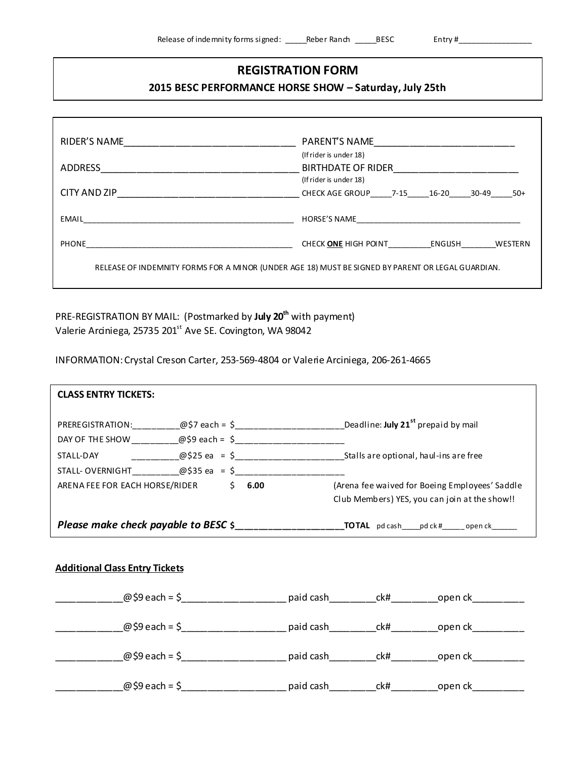Release of indemnity forms signed: _____Reber Ranch _____BESC Entry #_________________

# REGISTRATION FORM

## 2015 BESC PERFORMANCE HORSE SHOW – Saturday, July 25th

RIDER'S NAME________________________________

PARENT'S NAME__________________________
(If rider is under 18)

ADDRESS______________________________________

BIRTHDATE OF RIDER________________________
(If rider is under 18)

CITY AND ZIP___________________________________

CHECK AGE GROUP_____7-15_____16-20_____30-49_____50+

EMAIL__________________________________________________

HORSE'S NAME______________________________________

PHONE__________________________________________________

CHECK **ONE** HIGH POINT__________ENGLISH________WESTERN

RELEASE OF INDEMNITY FORMS FOR A MINOR (UNDER AGE 18) MUST BE SIGNED BY PARENT OR LEGAL GUARDIAN.

PRE-REGISTRATION BY MAIL: (Postmarked by **July 20th** with payment)
Valerie Arciniega, 25735 201st Ave SE. Covington, WA 98042

INFORMATION: Crystal Creson Carter, 253-569-4804 or Valerie Arciniega, 206-261-4665

**CLASS ENTRY TICKETS:**

PREREGISTRATION:__________@$7 each = $_______________________Deadline: **July 21st** prepaid by mail

DAY OF THE SHOW __________@$9 each = $_______________________

STALL-DAY __________@$25 ea = $_______________________Stalls are optional, haul-ins are free

STALL- OVERNIGHT__________@$35 ea = $_______________________

ARENA FEE FOR EACH HORSE/RIDER $ **6.00** (Arena fee waived for Boeing Employees' Saddle Club Members) YES, you can join at the show!!

***Please make check payable to BESC*** **$____________________TOTAL** pd cash_____pd ck #______ open ck_______

**Additional Class Entry Tickets**

____________@$9 each = $___________________ paid cash________ck#________open ck_________

____________@$9 each = $___________________ paid cash________ck#________open ck_________

____________@$9 each = $___________________ paid cash________ck#________open ck_________

____________@$9 each = $___________________ paid cash________ck#________open ck_________